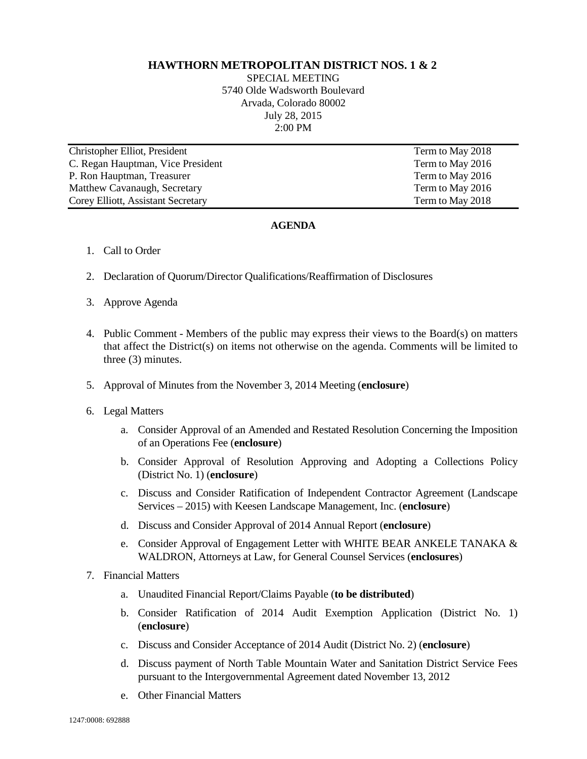# HAWTHORN METROPOLITAN DISTRICT NOS. 1 & 2

SPECIAL MEETING
5740 Olde Wadsworth Boulevard
Arvada, Colorado 80002
July 28, 2015
2:00 PM

| | |
|---|---|
| Christopher Elliot, President | Term to May 2018 |
| C. Regan Hauptman, Vice President | Term to May 2016 |
| P. Ron Hauptman, Treasurer | Term to May 2016 |
| Matthew Cavanaugh, Secretary | Term to May 2016 |
| Corey Elliott, Assistant Secretary | Term to May 2018 |

## AGENDA

1. Call to Order

2. Declaration of Quorum/Director Qualifications/Reaffirmation of Disclosures

3. Approve Agenda

4. Public Comment - Members of the public may express their views to the Board(s) on matters that affect the District(s) on items not otherwise on the agenda. Comments will be limited to three (3) minutes.

5. Approval of Minutes from the November 3, 2014 Meeting (**enclosure**)

6. Legal Matters

   a. Consider Approval of an Amended and Restated Resolution Concerning the Imposition of an Operations Fee (**enclosure**)

   b. Consider Approval of Resolution Approving and Adopting a Collections Policy (District No. 1) (**enclosure**)

   c. Discuss and Consider Ratification of Independent Contractor Agreement (Landscape Services – 2015) with Keesen Landscape Management, Inc. (**enclosure**)

   d. Discuss and Consider Approval of 2014 Annual Report (**enclosure**)

   e. Consider Approval of Engagement Letter with WHITE BEAR ANKELE TANAKA & WALDRON, Attorneys at Law, for General Counsel Services (**enclosures**)

7. Financial Matters

   a. Unaudited Financial Report/Claims Payable (**to be distributed**)

   b. Consider Ratification of 2014 Audit Exemption Application (District No. 1) (**enclosure**)

   c. Discuss and Consider Acceptance of 2014 Audit (District No. 2) (**enclosure**)

   d. Discuss payment of North Table Mountain Water and Sanitation District Service Fees pursuant to the Intergovernmental Agreement dated November 13, 2012

   e. Other Financial Matters

1247:0008: 692888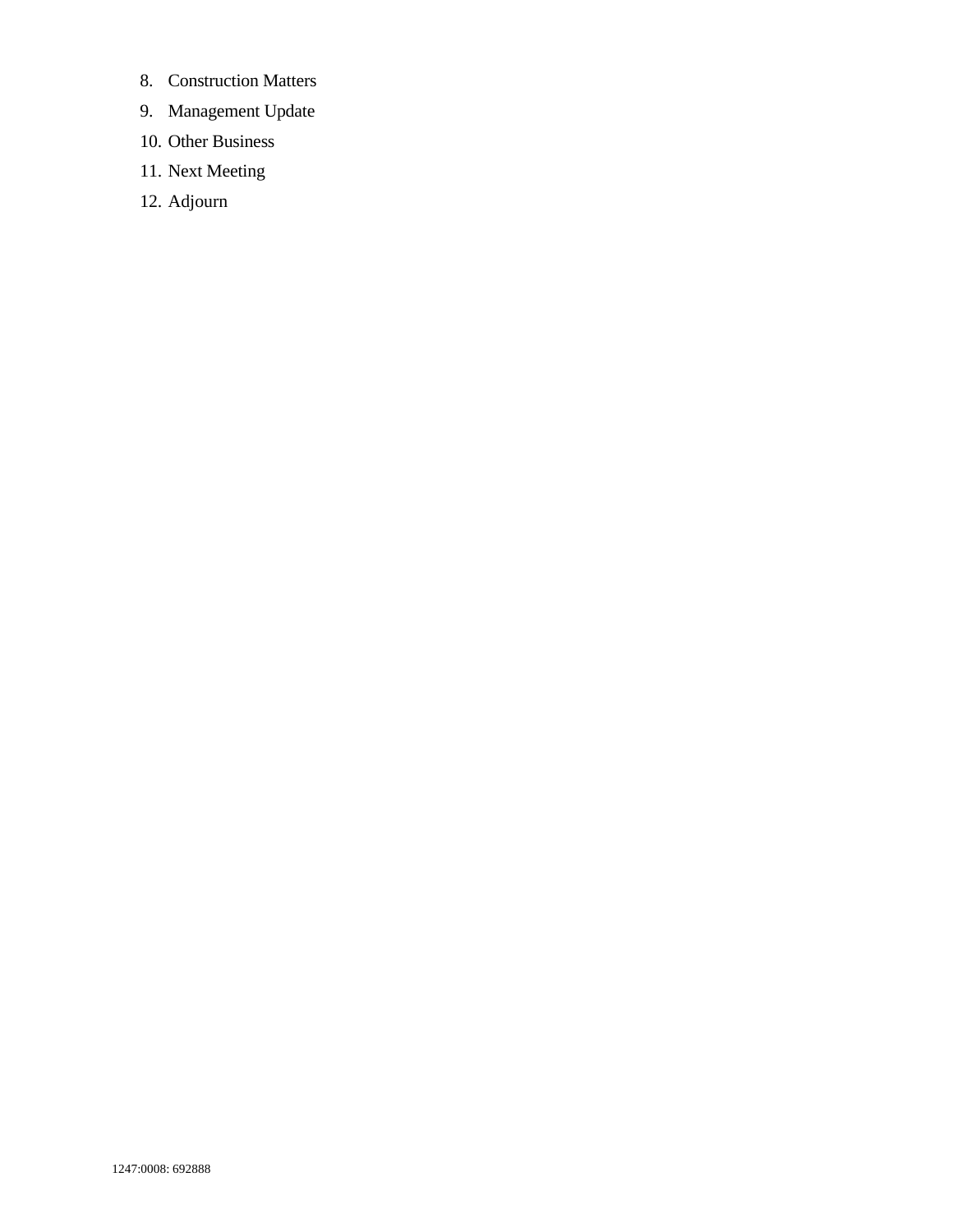8. Construction Matters
9. Management Update
10. Other Business
11. Next Meeting
12. Adjourn

1247:0008: 692888